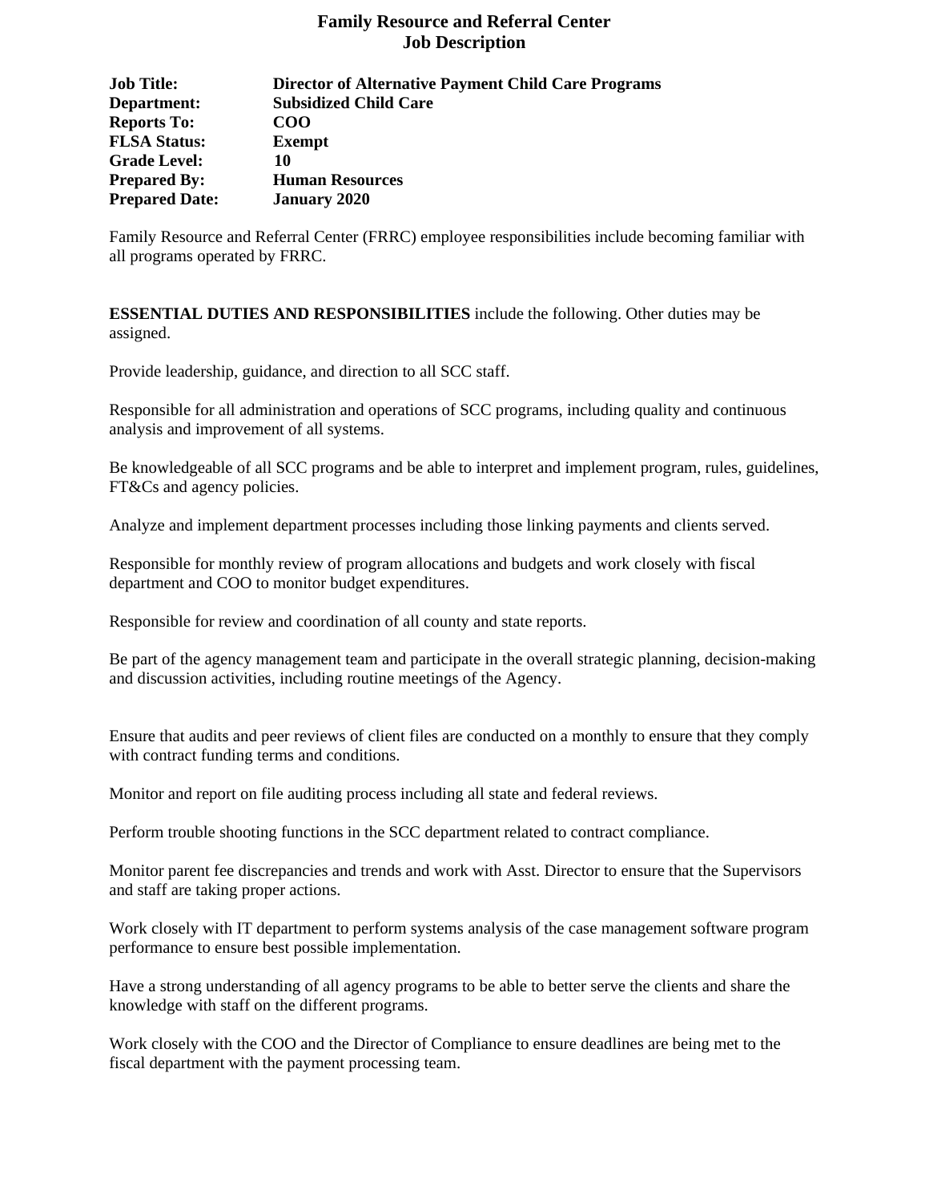# Family Resource and Referral Center
## Job Description

**Job Title:** **Director of Alternative Payment Child Care Programs**
**Department:** **Subsidized Child Care**
**Reports To:** **COO**
**FLSA Status:** **Exempt**
**Grade Level:** **10**
**Prepared By:** **Human Resources**
**Prepared Date:** **January 2020**

Family Resource and Referral Center (FRRC) employee responsibilities include becoming familiar with all programs operated by FRRC.

**ESSENTIAL DUTIES AND RESPONSIBILITIES** include the following. Other duties may be assigned.

Provide leadership, guidance, and direction to all SCC staff.

Responsible for all administration and operations of SCC programs, including quality and continuous analysis and improvement of all systems.

Be knowledgeable of all SCC programs and be able to interpret and implement program, rules, guidelines, FT&Cs and agency policies.

Analyze and implement department processes including those linking payments and clients served.

Responsible for monthly review of program allocations and budgets and work closely with fiscal department and COO to monitor budget expenditures.

Responsible for review and coordination of all county and state reports.

Be part of the agency management team and participate in the overall strategic planning, decision-making and discussion activities, including routine meetings of the Agency.

Ensure that audits and peer reviews of client files are conducted on a monthly to ensure that they comply with contract funding terms and conditions.

Monitor and report on file auditing process including all state and federal reviews.

Perform trouble shooting functions in the SCC department related to contract compliance.

Monitor parent fee discrepancies and trends and work with Asst. Director to ensure that the Supervisors and staff are taking proper actions.

Work closely with IT department to perform systems analysis of the case management software program performance to ensure best possible implementation.

Have a strong understanding of all agency programs to be able to better serve the clients and share the knowledge with staff on the different programs.

Work closely with the COO and the Director of Compliance to ensure deadlines are being met to the fiscal department with the payment processing team.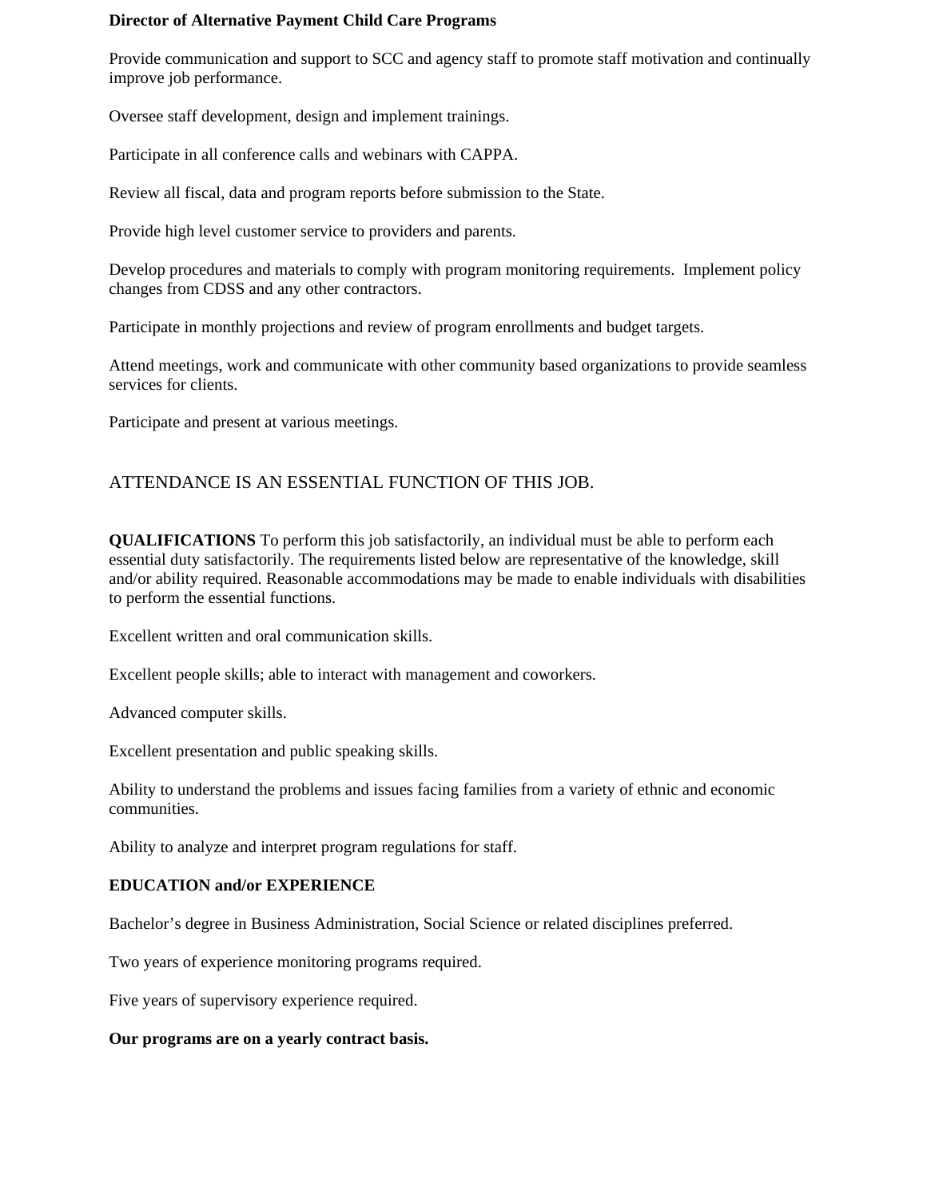**Director of Alternative Payment Child Care Programs**

Provide communication and support to SCC and agency staff to promote staff motivation and continually improve job performance.

Oversee staff development, design and implement trainings.

Participate in all conference calls and webinars with CAPPA.

Review all fiscal, data and program reports before submission to the State.

Provide high level customer service to providers and parents.

Develop procedures and materials to comply with program monitoring requirements. Implement policy changes from CDSS and any other contractors.

Participate in monthly projections and review of program enrollments and budget targets.

Attend meetings, work and communicate with other community based organizations to provide seamless services for clients.

Participate and present at various meetings.

ATTENDANCE IS AN ESSENTIAL FUNCTION OF THIS JOB.

**QUALIFICATIONS** To perform this job satisfactorily, an individual must be able to perform each essential duty satisfactorily. The requirements listed below are representative of the knowledge, skill and/or ability required. Reasonable accommodations may be made to enable individuals with disabilities to perform the essential functions.

Excellent written and oral communication skills.

Excellent people skills; able to interact with management and coworkers.

Advanced computer skills.

Excellent presentation and public speaking skills.

Ability to understand the problems and issues facing families from a variety of ethnic and economic communities.

Ability to analyze and interpret program regulations for staff.

**EDUCATION and/or EXPERIENCE**

Bachelor's degree in Business Administration, Social Science or related disciplines preferred.

Two years of experience monitoring programs required.

Five years of supervisory experience required.

**Our programs are on a yearly contract basis.**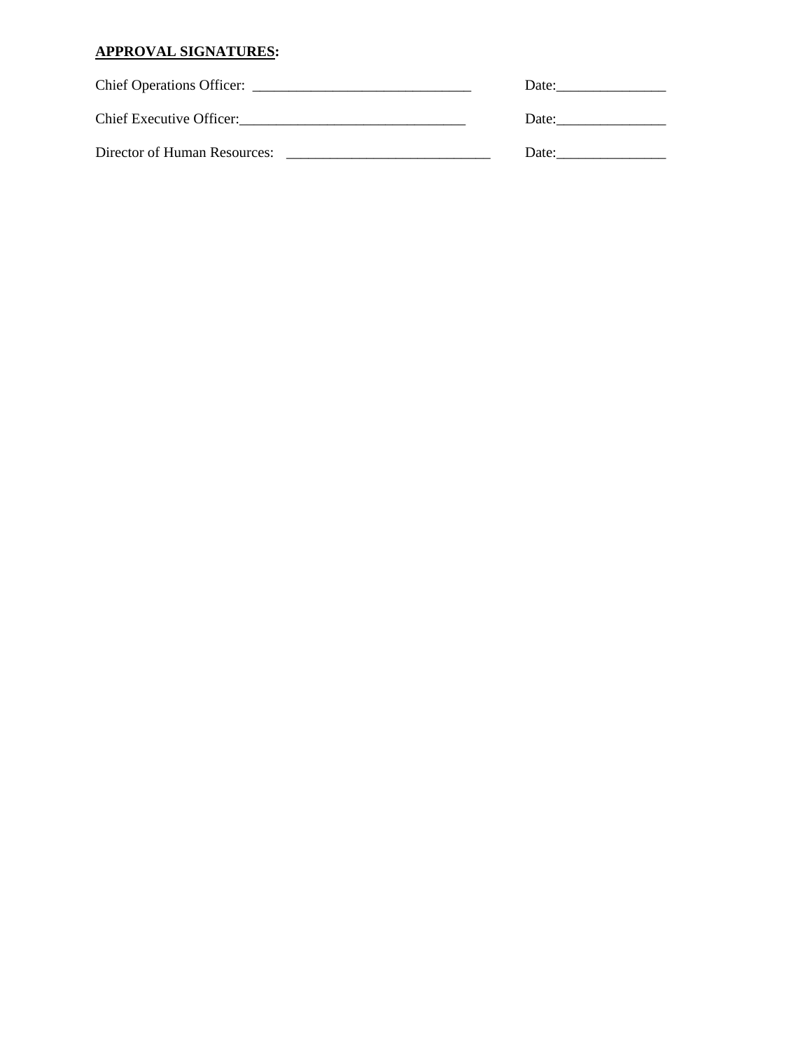**APPROVAL SIGNATURES:**

Chief Operations Officer: ______________________________ Date:_______________

Chief Executive Officer:_______________________________ Date:_______________

Director of Human Resources: ____________________________ Date:_______________